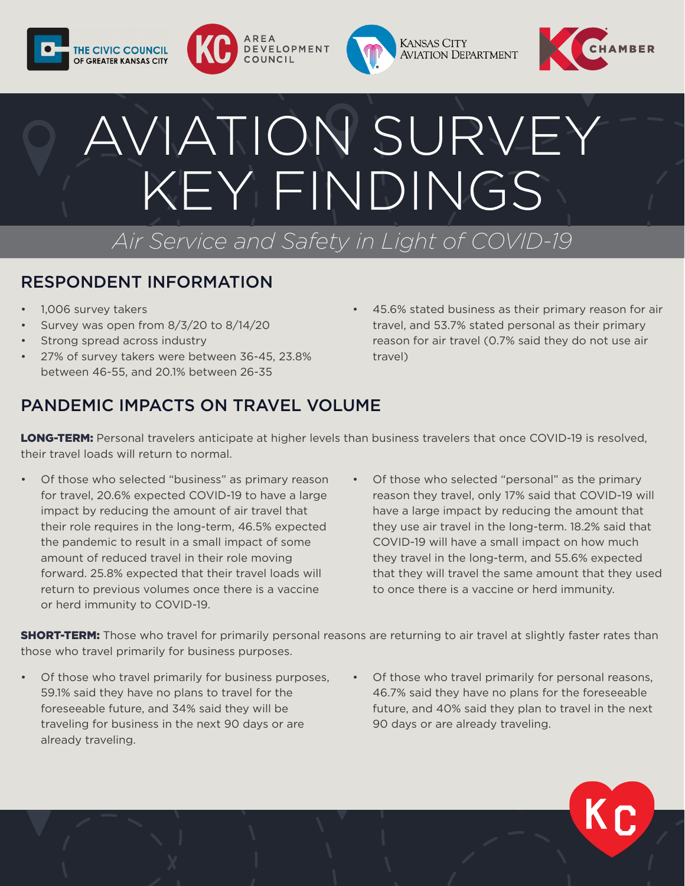# AVIATION SURVEY KEY FINDINGS

*Air Service and Safety in Light of COVID-19*

## RESPONDENT INFORMATION

- 1,006 survey takers
- Survey was open from 8/3/20 to 8/14/20
- Strong spread across industry
- 27% of survey takers were between 36-45, 23.8% between 46-55, and 20.1% between 26-35
- 45.6% stated business as their primary reason for air travel, and 53.7% stated personal as their primary reason for air travel (0.7% said they do not use air travel)

## PANDEMIC IMPACTS ON TRAVEL VOLUME

**LONG-TERM:** Personal travelers anticipate at higher levels than business travelers that once COVID-19 is resolved, their travel loads will return to normal.

- Of those who selected "business" as primary reason for travel, 20.6% expected COVID-19 to have a large impact by reducing the amount of air travel that their role requires in the long-term, 46.5% expected the pandemic to result in a small impact of some amount of reduced travel in their role moving forward. 25.8% expected that their travel loads will return to previous volumes once there is a vaccine or herd immunity to COVID-19.
- Of those who selected "personal" as the primary reason they travel, only 17% said that COVID-19 will have a large impact by reducing the amount that they use air travel in the long-term. 18.2% said that COVID-19 will have a small impact on how much they travel in the long-term, and 55.6% expected that they will travel the same amount that they used to once there is a vaccine or herd immunity.

**SHORT-TERM:** Those who travel for primarily personal reasons are returning to air travel at slightly faster rates than those who travel primarily for business purposes.

- Of those who travel primarily for business purposes, 59.1% said they have no plans to travel for the foreseeable future, and 34% said they will be traveling for business in the next 90 days or are already traveling.
- Of those who travel primarily for personal reasons, 46.7% said they have no plans for the foreseeable future, and 40% said they plan to travel in the next 90 days or are already traveling.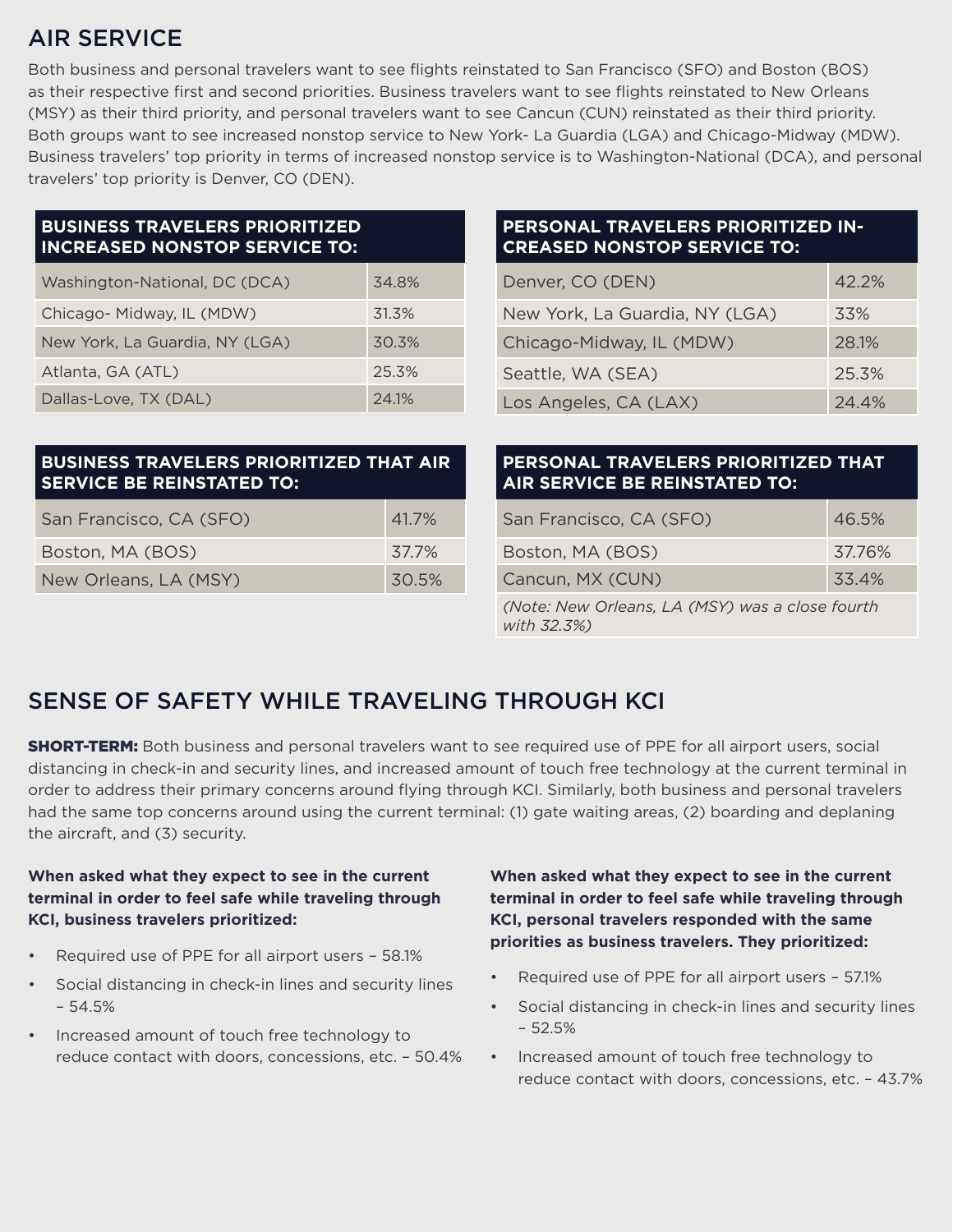## AIR SERVICE

Both business and personal travelers want to see flights reinstated to San Francisco (SFO) and Boston (BOS) as their respective first and second priorities. Business travelers want to see flights reinstated to New Orleans (MSY) as their third priority, and personal travelers want to see Cancun (CUN) reinstated as their third priority. Both groups want to see increased nonstop service to New York- La Guardia (LGA) and Chicago-Midway (MDW). Business travelers' top priority in terms of increased nonstop service is to Washington-National (DCA), and personal travelers' top priority is Denver, CO (DEN).

| BUSINESS TRAVELERS PRIORITIZED INCREASED NONSTOP SERVICE TO: | |
|---|---|
| Washington-National, DC (DCA) | 34.8% |
| Chicago- Midway, IL (MDW) | 31.3% |
| New York, La Guardia, NY (LGA) | 30.3% |
| Atlanta, GA (ATL) | 25.3% |
| Dallas-Love, TX (DAL) | 24.1% |

| PERSONAL TRAVELERS PRIORITIZED INCREASED NONSTOP SERVICE TO: | |
|---|---|
| Denver, CO (DEN) | 42.2% |
| New York, La Guardia, NY (LGA) | 33% |
| Chicago-Midway, IL (MDW) | 28.1% |
| Seattle, WA (SEA) | 25.3% |
| Los Angeles, CA (LAX) | 24.4% |

| BUSINESS TRAVELERS PRIORITIZED THAT AIR SERVICE BE REINSTATED TO: | |
|---|---|
| San Francisco, CA (SFO) | 41.7% |
| Boston, MA (BOS) | 37.7% |
| New Orleans, LA (MSY) | 30.5% |

| PERSONAL TRAVELERS PRIORITIZED THAT AIR SERVICE BE REINSTATED TO: | |
|---|---|
| San Francisco, CA (SFO) | 46.5% |
| Boston, MA (BOS) | 37.76% |
| Cancun, MX (CUN) | 33.4% |
| *(Note: New Orleans, LA (MSY) was a close fourth with 32.3%)* | |

## SENSE OF SAFETY WHILE TRAVELING THROUGH KCI

**SHORT-TERM:** Both business and personal travelers want to see required use of PPE for all airport users, social distancing in check-in and security lines, and increased amount of touch free technology at the current terminal in order to address their primary concerns around flying through KCI. Similarly, both business and personal travelers had the same top concerns around using the current terminal: (1) gate waiting areas, (2) boarding and deplaning the aircraft, and (3) security.

**When asked what they expect to see in the current terminal in order to feel safe while traveling through KCI, business travelers prioritized:**

- Required use of PPE for all airport users – 58.1%
- Social distancing in check-in lines and security lines – 54.5%
- Increased amount of touch free technology to reduce contact with doors, concessions, etc. – 50.4%

**When asked what they expect to see in the current terminal in order to feel safe while traveling through KCI, personal travelers responded with the same priorities as business travelers. They prioritized:**

- Required use of PPE for all airport users – 57.1%
- Social distancing in check-in lines and security lines – 52.5%
- Increased amount of touch free technology to reduce contact with doors, concessions, etc. – 43.7%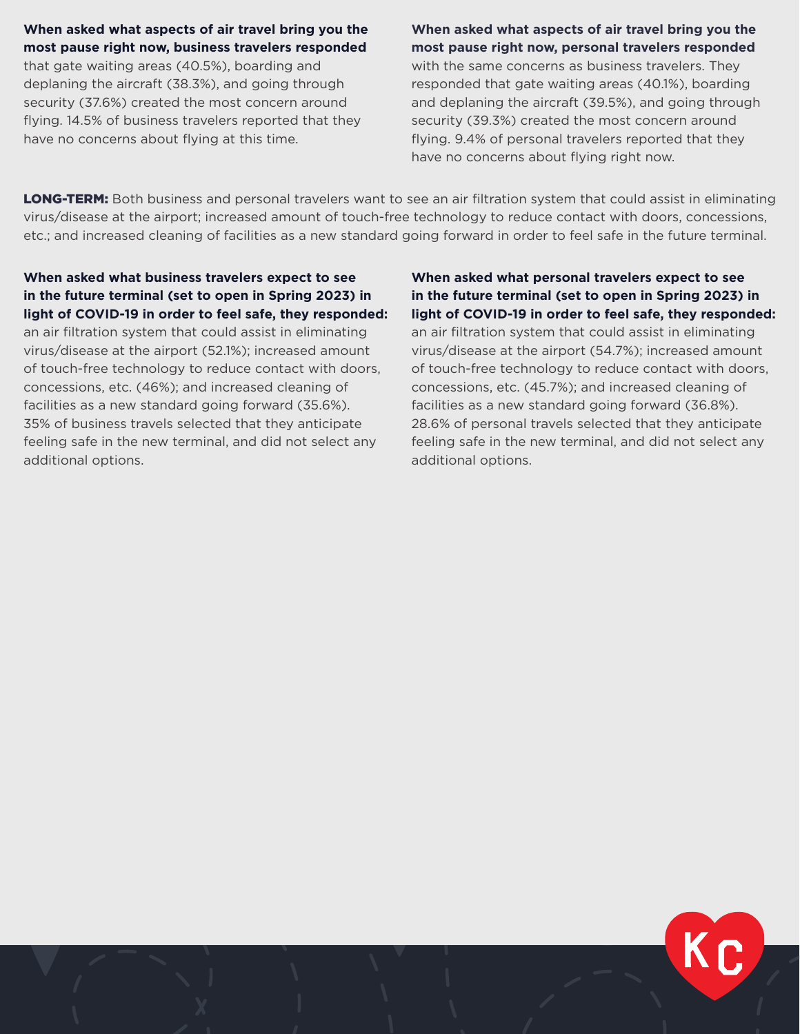**When asked what aspects of air travel bring you the most pause right now, business travelers responded** that gate waiting areas (40.5%), boarding and deplaning the aircraft (38.3%), and going through security (37.6%) created the most concern around flying. 14.5% of business travelers reported that they have no concerns about flying at this time.

**When asked what aspects of air travel bring you the most pause right now, personal travelers responded** with the same concerns as business travelers. They responded that gate waiting areas (40.1%), boarding and deplaning the aircraft (39.5%), and going through security (39.3%) created the most concern around flying. 9.4% of personal travelers reported that they have no concerns about flying right now.

**LONG-TERM:** Both business and personal travelers want to see an air filtration system that could assist in eliminating virus/disease at the airport; increased amount of touch-free technology to reduce contact with doors, concessions, etc.; and increased cleaning of facilities as a new standard going forward in order to feel safe in the future terminal.

**When asked what business travelers expect to see in the future terminal (set to open in Spring 2023) in light of COVID-19 in order to feel safe, they responded:** an air filtration system that could assist in eliminating virus/disease at the airport (52.1%); increased amount of touch-free technology to reduce contact with doors, concessions, etc. (46%); and increased cleaning of facilities as a new standard going forward (35.6%). 35% of business travels selected that they anticipate feeling safe in the new terminal, and did not select any additional options.

**When asked what personal travelers expect to see in the future terminal (set to open in Spring 2023) in light of COVID-19 in order to feel safe, they responded:** an air filtration system that could assist in eliminating virus/disease at the airport (54.7%); increased amount of touch-free technology to reduce contact with doors, concessions, etc. (45.7%); and increased cleaning of facilities as a new standard going forward (36.8%). 28.6% of personal travels selected that they anticipate feeling safe in the new terminal, and did not select any additional options.